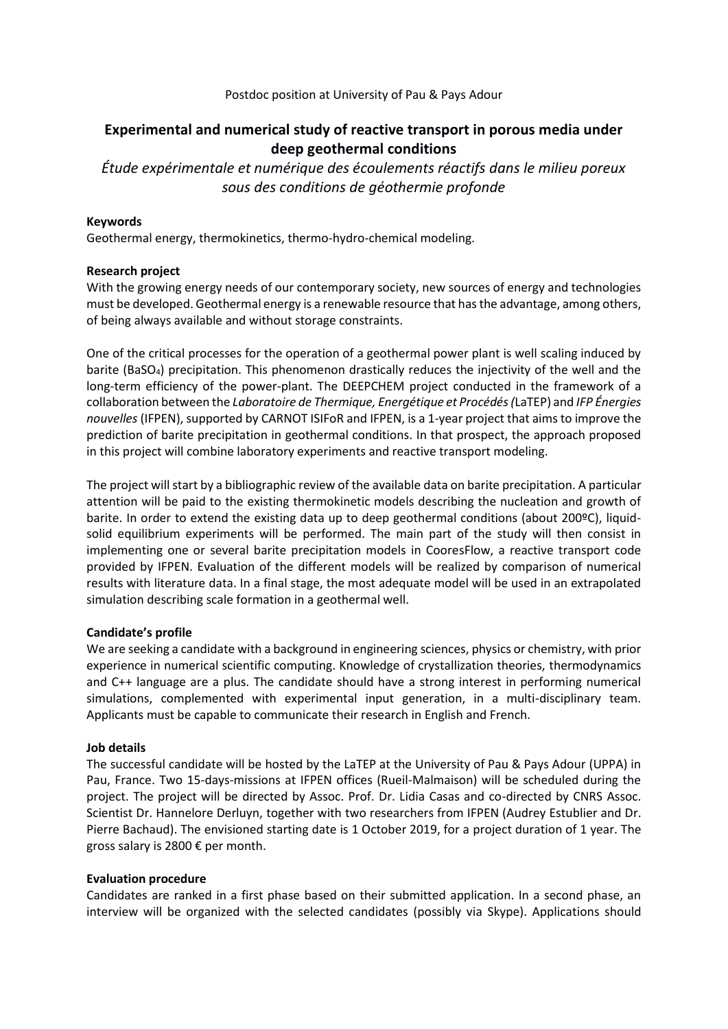Postdoc position at University of Pau & Pays Adour

# Experimental and numerical study of reactive transport in porous media under deep geothermal conditions

*Étude expérimentale et numérique des écoulements réactifs dans le milieu poreux sous des conditions de géothermie profonde*

**Keywords**

Geothermal energy, thermokinetics, thermo-hydro-chemical modeling.

**Research project**

With the growing energy needs of our contemporary society, new sources of energy and technologies must be developed. Geothermal energy is a renewable resource that has the advantage, among others, of being always available and without storage constraints.

One of the critical processes for the operation of a geothermal power plant is well scaling induced by barite ($BaSO_4$) precipitation. This phenomenon drastically reduces the injectivity of the well and the long-term efficiency of the power-plant. The DEEPCHEM project conducted in the framework of a collaboration between the *Laboratoire de Thermique, Energétique et Procédés (*LaTEP) and *IFP Énergies nouvelles* (IFPEN), supported by CARNOT ISIFoR and IFPEN, is a 1-year project that aims to improve the prediction of barite precipitation in geothermal conditions. In that prospect, the approach proposed in this project will combine laboratory experiments and reactive transport modeling.

The project will start by a bibliographic review of the available data on barite precipitation. A particular attention will be paid to the existing thermokinetic models describing the nucleation and growth of barite. In order to extend the existing data up to deep geothermal conditions (about 200ºC), liquid-solid equilibrium experiments will be performed. The main part of the study will then consist in implementing one or several barite precipitation models in CooresFlow, a reactive transport code provided by IFPEN. Evaluation of the different models will be realized by comparison of numerical results with literature data. In a final stage, the most adequate model will be used in an extrapolated simulation describing scale formation in a geothermal well.

**Candidate's profile**

We are seeking a candidate with a background in engineering sciences, physics or chemistry, with prior experience in numerical scientific computing. Knowledge of crystallization theories, thermodynamics and C++ language are a plus. The candidate should have a strong interest in performing numerical simulations, complemented with experimental input generation, in a multi-disciplinary team. Applicants must be capable to communicate their research in English and French.

**Job details**

The successful candidate will be hosted by the LaTEP at the University of Pau & Pays Adour (UPPA) in Pau, France. Two 15-days-missions at IFPEN offices (Rueil-Malmaison) will be scheduled during the project. The project will be directed by Assoc. Prof. Dr. Lidia Casas and co-directed by CNRS Assoc. Scientist Dr. Hannelore Derluyn, together with two researchers from IFPEN (Audrey Estublier and Dr. Pierre Bachaud). The envisioned starting date is 1 October 2019, for a project duration of 1 year. The gross salary is 2800 € per month.

**Evaluation procedure**

Candidates are ranked in a first phase based on their submitted application. In a second phase, an interview will be organized with the selected candidates (possibly via Skype). Applications should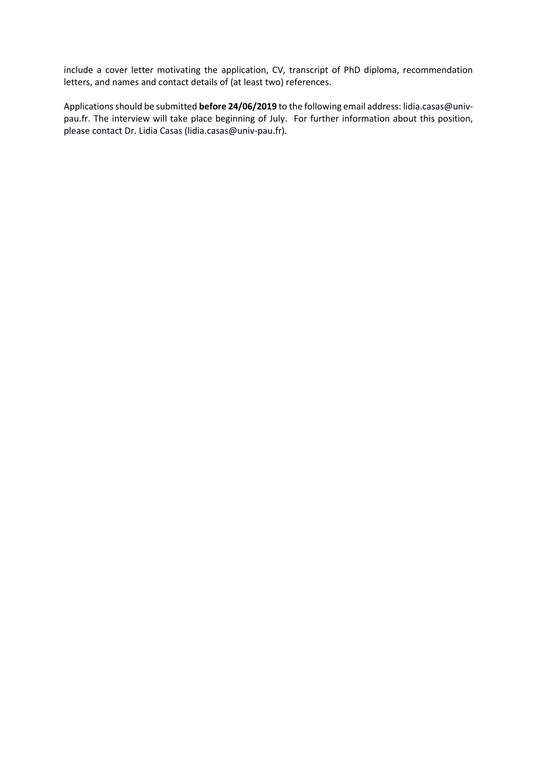include a cover letter motivating the application, CV, transcript of PhD diploma, recommendation letters, and names and contact details of (at least two) references.

Applications should be submitted **before 24/06/2019** to the following email address: lidia.casas@univ-pau.fr. The interview will take place beginning of July. For further information about this position, please contact Dr. Lidia Casas (lidia.casas@univ-pau.fr).